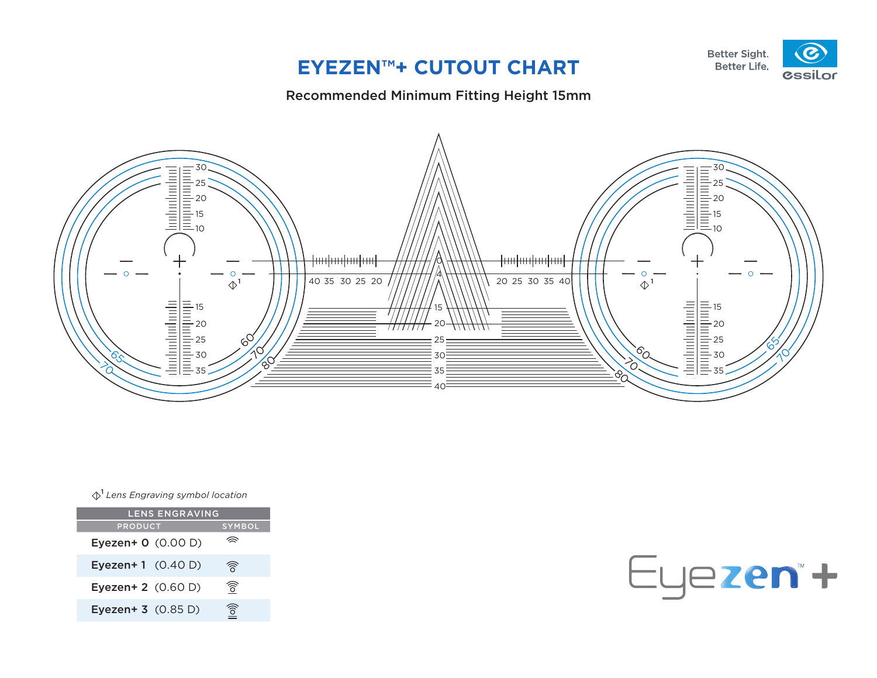# EYEZEN™+ CUTOUT CHART

Better Sight.
Better Life.

Recommended Minimum Fitting Height 15mm

$\diamondsuit$[1] *Lens Engraving symbol location*

| LENS ENGRAVING | |
|---|---|
| PRODUCT | SYMBOL |
| **Eyezen+ 0** (0.00 D) | |
| **Eyezen+ 1** (0.40 D) | |
| **Eyezen+ 2** (0.60 D) | |
| **Eyezen+ 3** (0.85 D) | |

Eyezen™+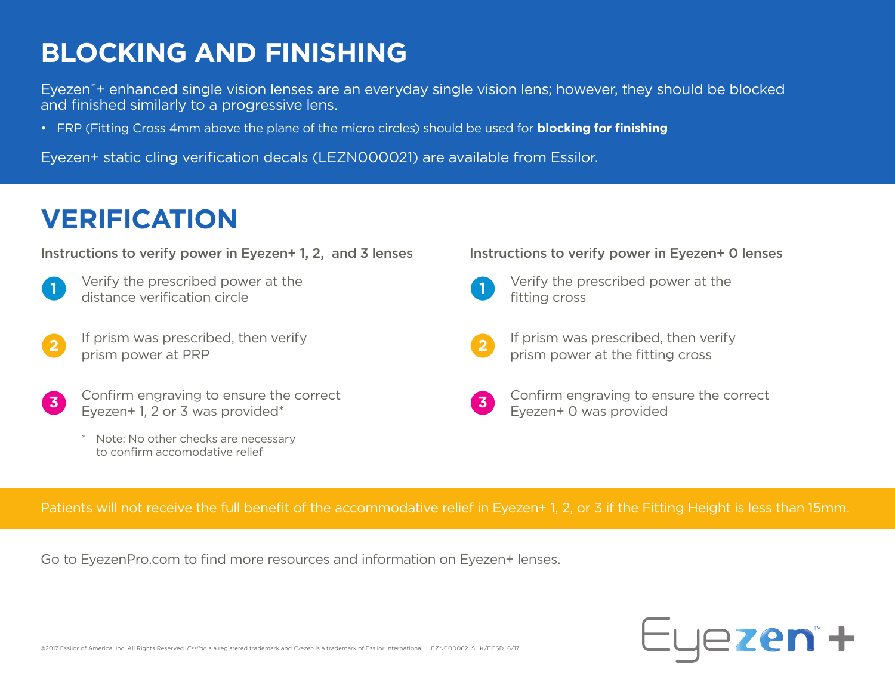# BLOCKING AND FINISHING

Eyezen™+ enhanced single vision lenses are an everyday single vision lens; however, they should be blocked and finished similarly to a progressive lens.

- FRP (Fitting Cross 4mm above the plane of the micro circles) should be used for **blocking for finishing**

Eyezen+ static cling verification decals (LEZN000021) are available from Essilor.

# VERIFICATION

**Instructions to verify power in Eyezen+ 1, 2, and 3 lenses**

1. Verify the prescribed power at the distance verification circle
2. If prism was prescribed, then verify prism power at PRP
3. Confirm engraving to ensure the correct Eyezen+ 1, 2 or 3 was provided*

\* Note: No other checks are necessary to confirm accomodative relief

**Instructions to verify power in Eyezen+ 0 lenses**

1. Verify the prescribed power at the fitting cross
2. If prism was prescribed, then verify prism power at the fitting cross
3. Confirm engraving to ensure the correct Eyezen+ 0 was provided

Patients will not receive the full benefit of the accommodative relief in Eyezen+ 1, 2, or 3 if the Fitting Height is less than 15mm.

Go to EyezenPro.com to find more resources and information on Eyezen+ lenses.

©2017 Essilor of America, Inc. All Rights Reserved. *Essilor* is a registered trademark and *Eyezen* is a trademark of Essilor International. LEZN000062 SHK/ECSD 6/17

Eyezen™+